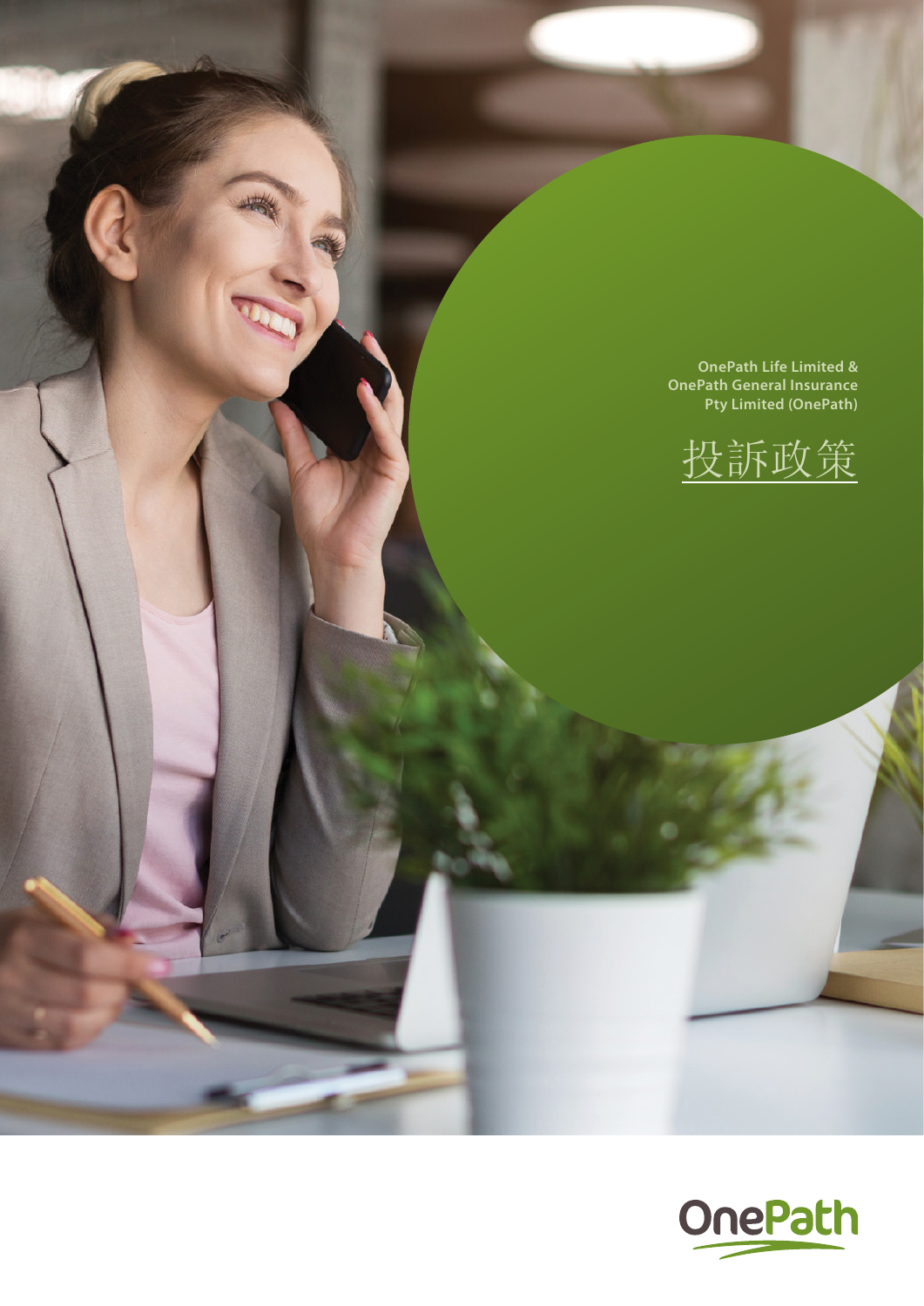OnePath Life Limited &
OnePath General Insurance
Pty Limited (OnePath)

# 投訴政策

OnePath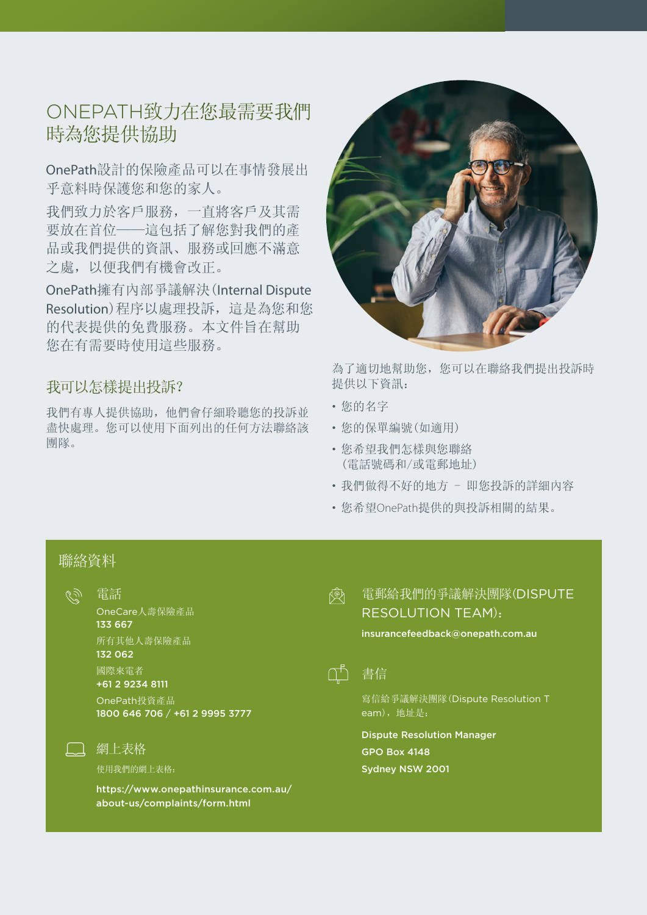# ONEPATH致力在您最需要我們時為您提供協助

OnePath設計的保險產品可以在事情發展出乎意料時保護您和您的家人。

我們致力於客戶服務，一直將客戶及其需要放在首位——這包括了解您對我們的產品或我們提供的資訊、服務或回應不滿意之處，以便我們有機會改正。

OnePath擁有內部爭議解決(Internal Dispute Resolution)程序以處理投訴，這是為您和您的代表提供的免費服務。本文件旨在幫助您在有需要時使用這些服務。

## 我可以怎樣提出投訴?

我們有專人提供協助，他們會仔細聆聽您的投訴並盡快處理。您可以使用下面列出的任何方法聯絡該團隊。

為了適切地幫助您，您可以在聯絡我們提出投訴時提供以下資訊：

- 您的名字
- 您的保單編號(如適用)
- 您希望我們怎樣與您聯絡(電話號碼和/或電郵地址)
- 我們做得不好的地方 – 即您投訴的詳細內容
- 您希望OnePath提供的與投訴相關的結果。

## 聯絡資料

### 電話

OneCare人壽保險產品
**133 667**

所有其他人壽保險產品
**132 062**

國際來電者
**+61 2 9234 8111**

OnePath投資產品
**1800 646 706 / +61 2 9995 3777**

### 網上表格

使用我們的網上表格：

**https://www.onepathinsurance.com.au/about-us/complaints/form.html**

### 電郵給我們的爭議解決團隊(DISPUTE RESOLUTION TEAM)：

**insurancefeedback@onepath.com.au**

### 書信

寫信給爭議解決團隊(Dispute Resolution Team)，地址是：

**Dispute Resolution Manager**
**GPO Box 4148**
**Sydney NSW 2001**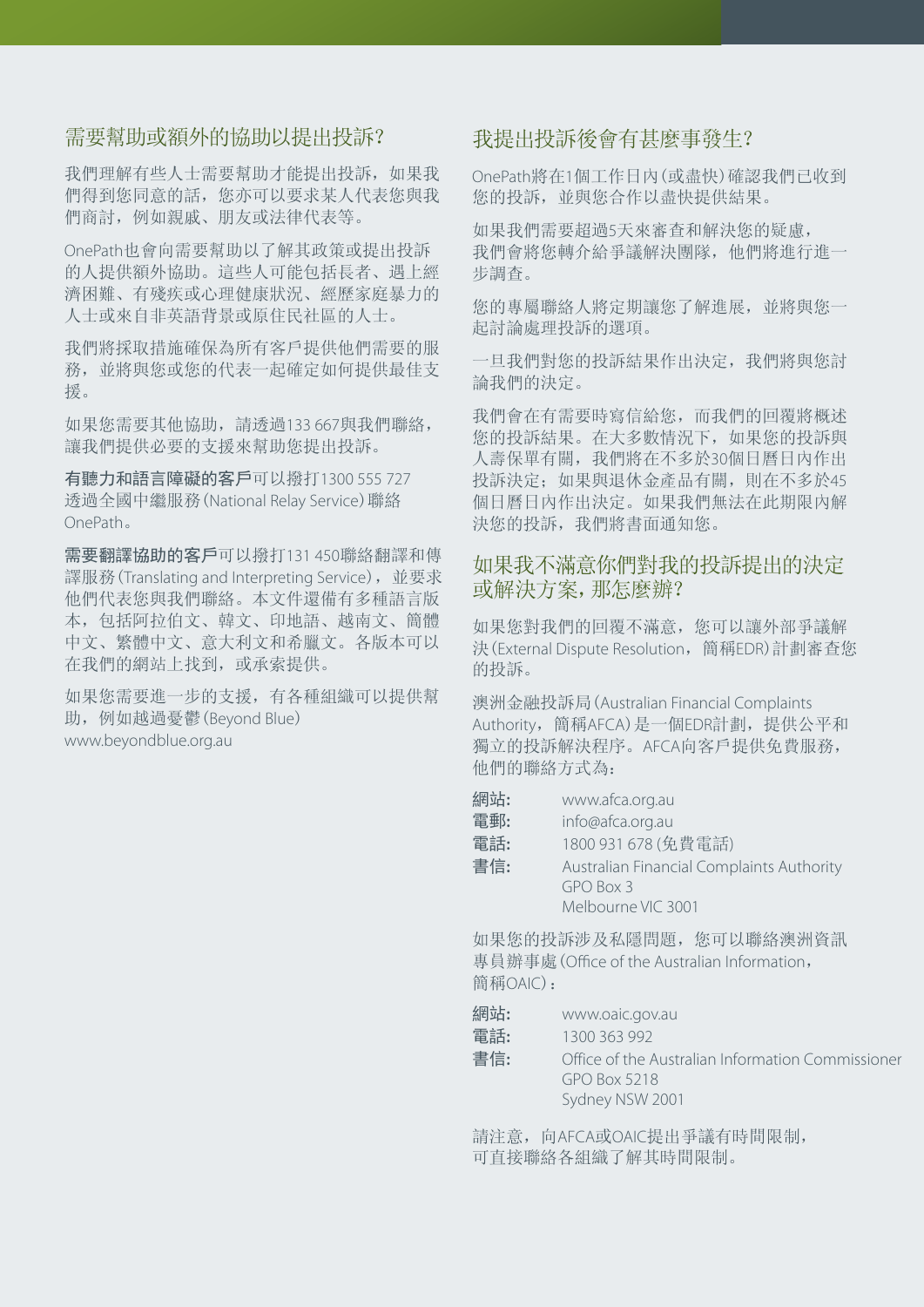## 需要幫助或額外的協助以提出投訴？

我們理解有些人士需要幫助才能提出投訴，如果我們得到您同意的話，您亦可以要求某人代表您與我們商討，例如親戚、朋友或法律代表等。

OnePath也會向需要幫助以了解其政策或提出投訴的人提供額外協助。這些人可能包括長者、遇上經濟困難、有殘疾或心理健康狀況、經歷家庭暴力的人士或來自非英語背景或原住民社區的人士。

我們將採取措施確保為所有客戶提供他們需要的服務，並將與您或您的代表一起確定如何提供最佳支援。

如果您需要其他協助，請透過133 667與我們聯絡，讓我們提供必要的支援來幫助您提出投訴。

**有聽力和語言障礙的客戶**可以撥打1300 555 727透過全國中繼服務（National Relay Service）聯絡OnePath。

**需要翻譯協助的客戶**可以撥打131 450聯絡翻譯和傳譯服務（Translating and Interpreting Service），並要求他們代表您與我們聯絡。本文件還備有多種語言版本，包括阿拉伯文、韓文、印地語、越南文、簡體中文、繁體中文、意大利文和希臘文。各版本可以在我們的網站上找到，或承索提供。

如果您需要進一步的支援，有各種組織可以提供幫助，例如越過憂鬱（Beyond Blue）www.beyondblue.org.au

## 我提出投訴後會有甚麼事發生？

OnePath將在1個工作日內（或盡快）確認我們已收到您的投訴，並與您合作以盡快提供結果。

如果我們需要超過5天來審查和解決您的疑慮，我們會將您轉介給爭議解決團隊，他們將進行進一步調查。

您的專屬聯絡人將定期讓您了解進展，並將與您一起討論處理投訴的選項。

一旦我們對您的投訴結果作出決定，我們將與您討論我們的決定。

我們會在有需要時寫信給您，而我們的回覆將概述您的投訴結果。在大多數情況下，如果您的投訴與人壽保單有關，我們將在不多於30個日曆日內作出投訴決定；如果與退休金產品有關，則在不多於45個日曆日內作出決定。如果我們無法在此期限內解決您的投訴，我們將書面通知您。

## 如果我不滿意你們對我的投訴提出的決定或解決方案，那怎麼辦？

如果您對我們的回覆不滿意，您可以讓外部爭議解決（External Dispute Resolution，簡稱EDR）計劃審查您的投訴。

澳洲金融投訴局（Australian Financial Complaints Authority，簡稱AFCA）是一個EDR計劃，提供公平和獨立的投訴解決程序。AFCA向客戶提供免費服務，他們的聯絡方式為：

**網站：** www.afca.org.au
**電郵：** info@afca.org.au
**電話：** 1800 931 678（免費電話）
**書信：** Australian Financial Complaints Authority
GPO Box 3
Melbourne VIC 3001

如果您的投訴涉及私隱問題，您可以聯絡澳洲資訊專員辦事處（Office of the Australian Information，簡稱OAIC）：

**網站：** www.oaic.gov.au
**電話：** 1300 363 992
**書信：** Office of the Australian Information Commissioner
GPO Box 5218
Sydney NSW 2001

請注意，向AFCA或OAIC提出爭議有時間限制，可直接聯絡各組織了解其時間限制。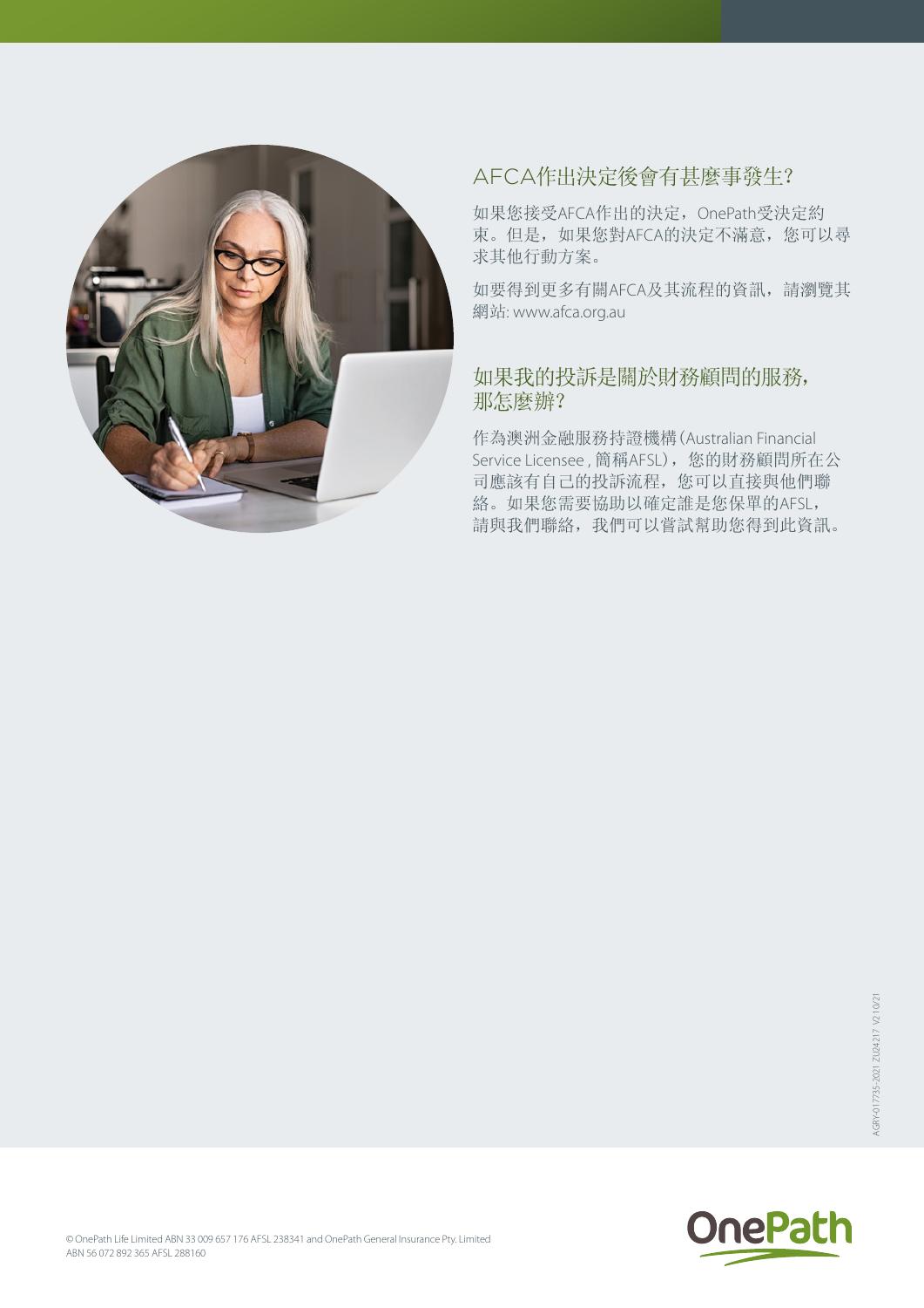## AFCA作出決定後會有甚麼事發生?

如果您接受AFCA作出的決定，OnePath受決定約束。但是，如果您對AFCA的決定不滿意，您可以尋求其他行動方案。

如要得到更多有關AFCA及其流程的資訊，請瀏覽其網站: www.afca.org.au

## 如果我的投訴是關於財務顧問的服務，那怎麼辦?

作為澳洲金融服務持證機構(Australian Financial Service Licensee, 簡稱AFSL)，您的財務顧問所在公司應該有自己的投訴流程，您可以直接與他們聯絡。如果您需要協助以確定誰是您保單的AFSL，請與我們聯絡，我們可以嘗試幫助您得到此資訊。

AGRY-017735-2021 ZU24217 V2 10/21

© OnePath Life Limited ABN 33 009 657 176 AFSL 238341 and OnePath General Insurance Pty. Limited ABN 56 072 892 365 AFSL 288160